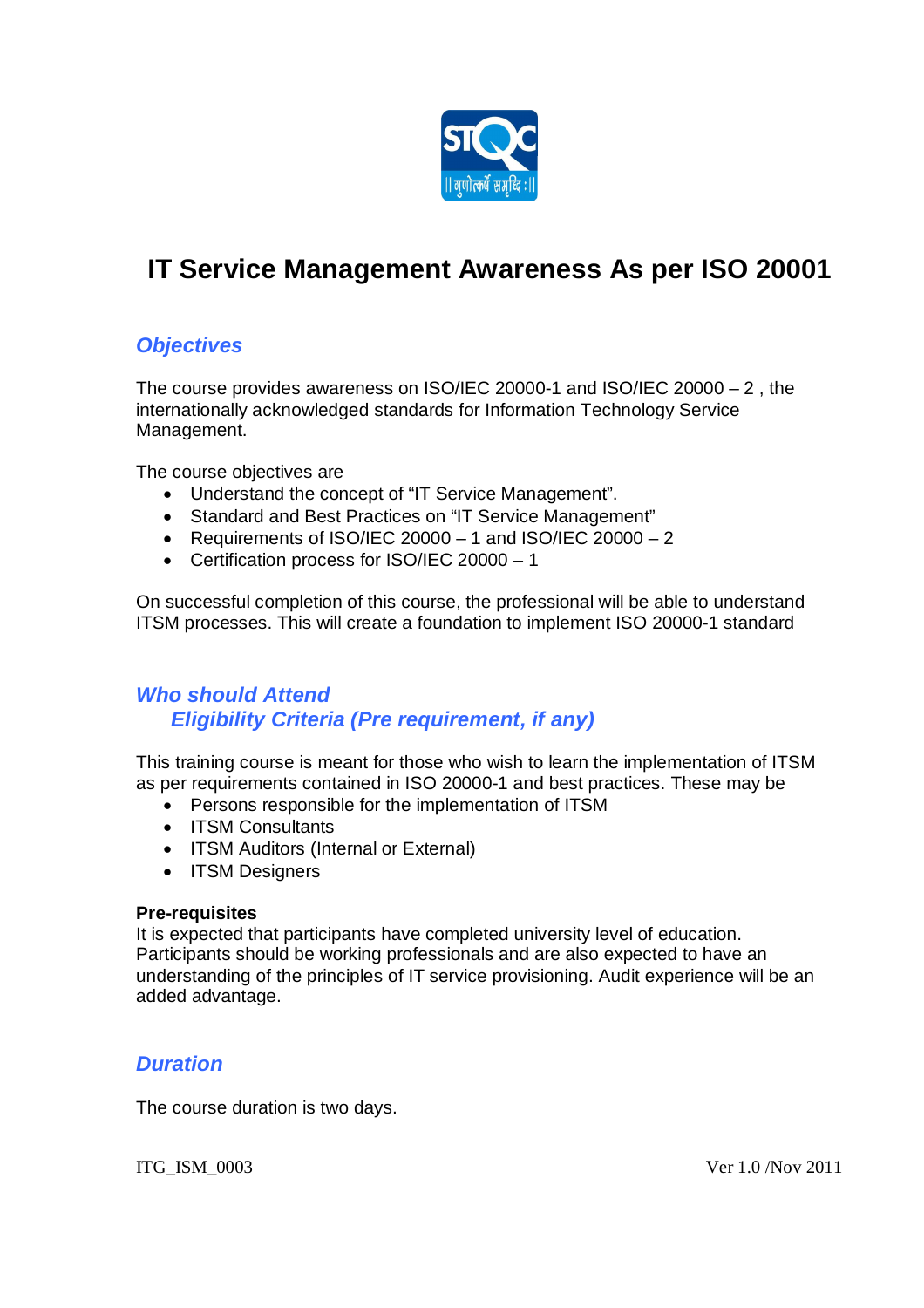# IT Service Management Awareness As per ISO 20001

## *Objectives*

The course provides awareness on ISO/IEC 20000-1 and ISO/IEC 20000 – 2 , the internationally acknowledged standards for Information Technology Service Management.

The course objectives are

- Understand the concept of “IT Service Management”.
- Standard and Best Practices on “IT Service Management”
- Requirements of ISO/IEC 20000 – 1 and ISO/IEC 20000 – 2
- Certification process for ISO/IEC 20000 – 1

On successful completion of this course, the professional will be able to understand ITSM processes. This will create a foundation to implement ISO 20000-1 standard

## *Who should Attend*

### *Eligibility Criteria (Pre requirement, if any)*

This training course is meant for those who wish to learn the implementation of ITSM as per requirements contained in ISO 20000-1 and best practices. These may be

- Persons responsible for the implementation of ITSM
- ITSM Consultants
- ITSM Auditors (Internal or External)
- ITSM Designers

**Pre-requisites**

It is expected that participants have completed university level of education. Participants should be working professionals and are also expected to have an understanding of the principles of IT service provisioning. Audit experience will be an added advantage.

## *Duration*

The course duration is two days.

ITG_ISM_0003 Ver 1.0 /Nov 2011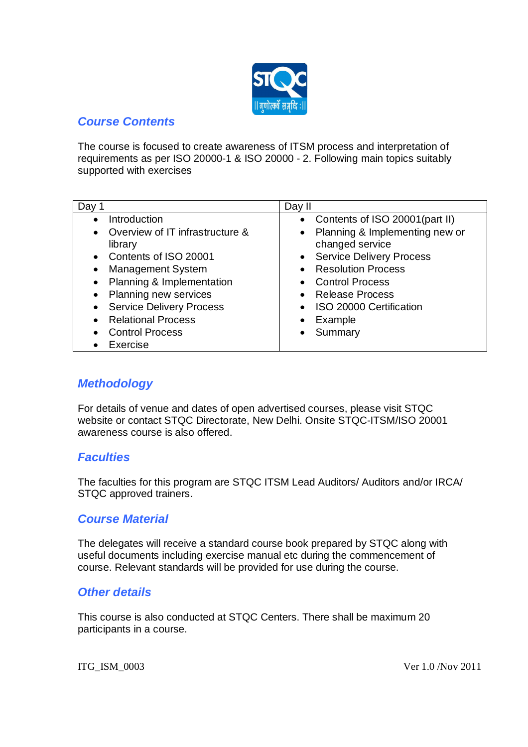## Course Contents

The course is focused to create awareness of ITSM process and interpretation of requirements as per ISO 20000-1 & ISO 20000 - 2. Following main topics suitably supported with exercises

| Day 1 | Day II |
| --- | --- |
| • Introduction<br>• Overview of IT infrastructure & library<br>• Contents of ISO 20001<br>• Management System<br>• Planning & Implementation<br>• Planning new services<br>• Service Delivery Process<br>• Relational Process<br>• Control Process<br>• Exercise | • Contents of ISO 20001(part II)<br>• Planning & Implementing new or changed service<br>• Service Delivery Process<br>• Resolution Process<br>• Control Process<br>• Release Process<br>• ISO 20000 Certification<br>• Example<br>• Summary |

## Methodology

For details of venue and dates of open advertised courses, please visit STQC website or contact STQC Directorate, New Delhi. Onsite STQC-ITSM/ISO 20001 awareness course is also offered.

## Faculties

The faculties for this program are STQC ITSM Lead Auditors/ Auditors and/or IRCA/ STQC approved trainers.

## Course Material

The delegates will receive a standard course book prepared by STQC along with useful documents including exercise manual etc during the commencement of course. Relevant standards will be provided for use during the course.

## Other details

This course is also conducted at STQC Centers. There shall be maximum 20 participants in a course.

ITG_ISM_0003 Ver 1.0 /Nov 2011